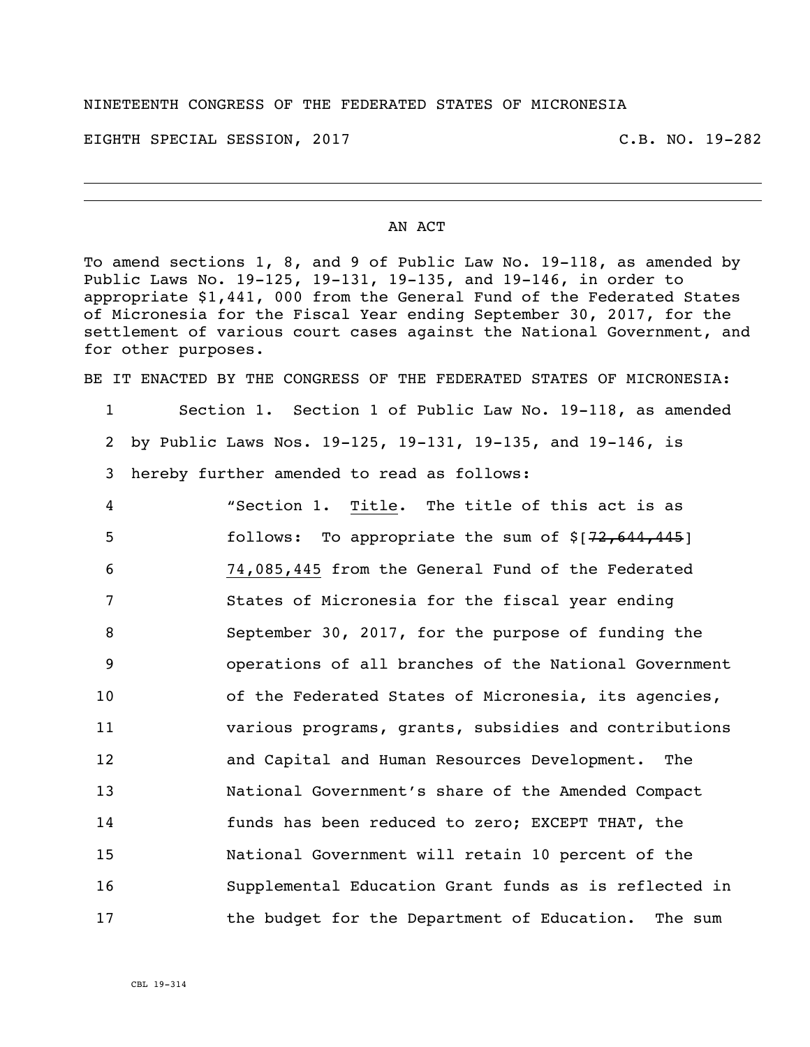NINETEENTH CONGRESS OF THE FEDERATED STATES OF MICRONESIA

EIGHTH SPECIAL SESSION, 2017 C.B. NO. 19-282

---

AN ACT

To amend sections 1, 8, and 9 of Public Law No. 19-118, as amended by Public Laws No. 19-125, 19-131, 19-135, and 19-146, in order to appropriate $1,441, 000 from the General Fund of the Federated States of Micronesia for the Fiscal Year ending September 30, 2017, for the settlement of various court cases against the National Government, and for other purposes.

BE IT ENACTED BY THE CONGRESS OF THE FEDERATED STATES OF MICRONESIA:

1 Section 1. Section 1 of Public Law No. 19-118, as amended
2 by Public Laws Nos. 19-125, 19-131, 19-135, and 19-146, is
3 hereby further amended to read as follows:
4 "Section 1. <u>Title</u>. The title of this act is as
5 follows: To appropriate the sum of $[~~72,644,445~~]
6 <u>74,085,445</u> from the General Fund of the Federated
7 States of Micronesia for the fiscal year ending
8 September 30, 2017, for the purpose of funding the
9 operations of all branches of the National Government
10 of the Federated States of Micronesia, its agencies,
11 various programs, grants, subsidies and contributions
12 and Capital and Human Resources Development. The
13 National Government's share of the Amended Compact
14 funds has been reduced to zero; EXCEPT THAT, the
15 National Government will retain 10 percent of the
16 Supplemental Education Grant funds as is reflected in
17 the budget for the Department of Education. The sum

CBL 19-314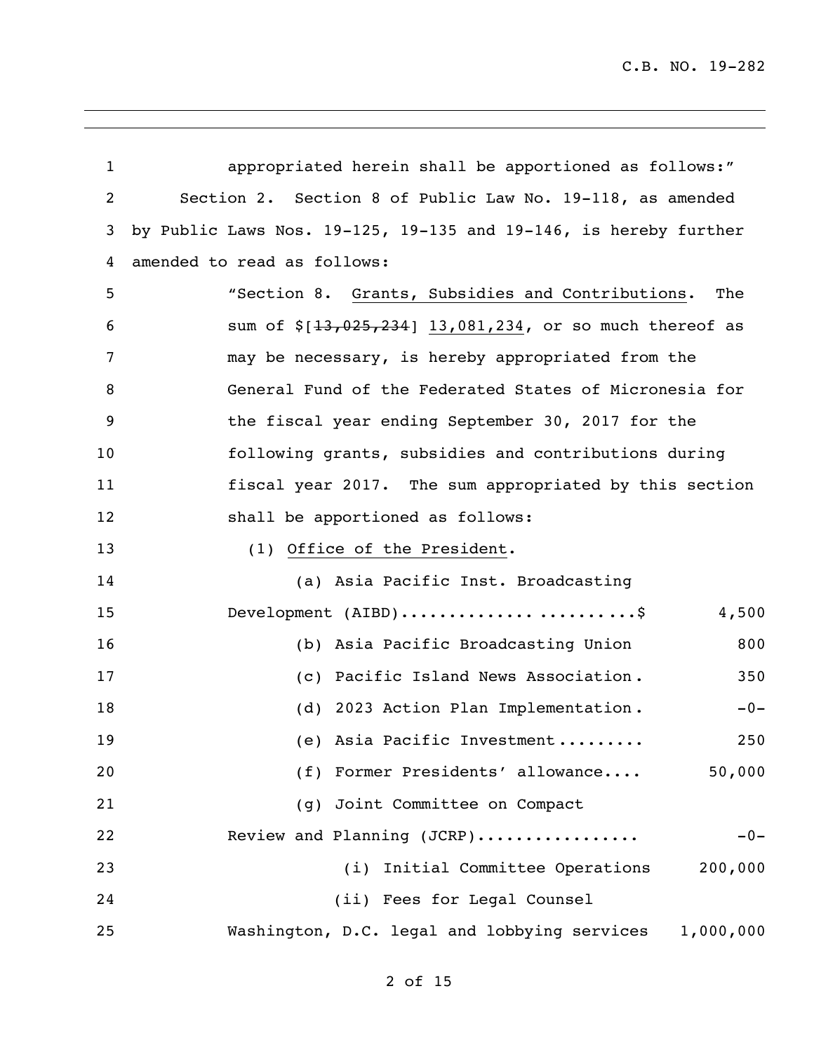appropriated herein shall be apportioned as follows:"

Section 2. Section 8 of Public Law No. 19-118, as amended by Public Laws Nos. 19-125, 19-135 and 19-146, is hereby further amended to read as follows:

"Section 8. Grants, Subsidies and Contributions. The sum of $[~~13,025,234~~] 13,081,234, or so much thereof as may be necessary, is hereby appropriated from the General Fund of the Federated States of Micronesia for the fiscal year ending September 30, 2017 for the following grants, subsidies and contributions during fiscal year 2017. The sum appropriated by this section shall be apportioned as follows:

(1) Office of the President.

| Item | Amount |
|---|---|
| (a) Asia Pacific Inst. Broadcasting Development (AIBD)......................$ | 4,500 |
| (b) Asia Pacific Broadcasting Union | 800 |
| (c) Pacific Island News Association. | 350 |
| (d) 2023 Action Plan Implementation. | -0- |
| (e) Asia Pacific Investment......... | 250 |
| (f) Former Presidents' allowance.... | 50,000 |
| (g) Joint Committee on Compact Review and Planning (JCRP)................ | -0- |
| (i) Initial Committee Operations | 200,000 |
| (ii) Fees for Legal Counsel Washington, D.C. legal and lobbying services | 1,000,000 |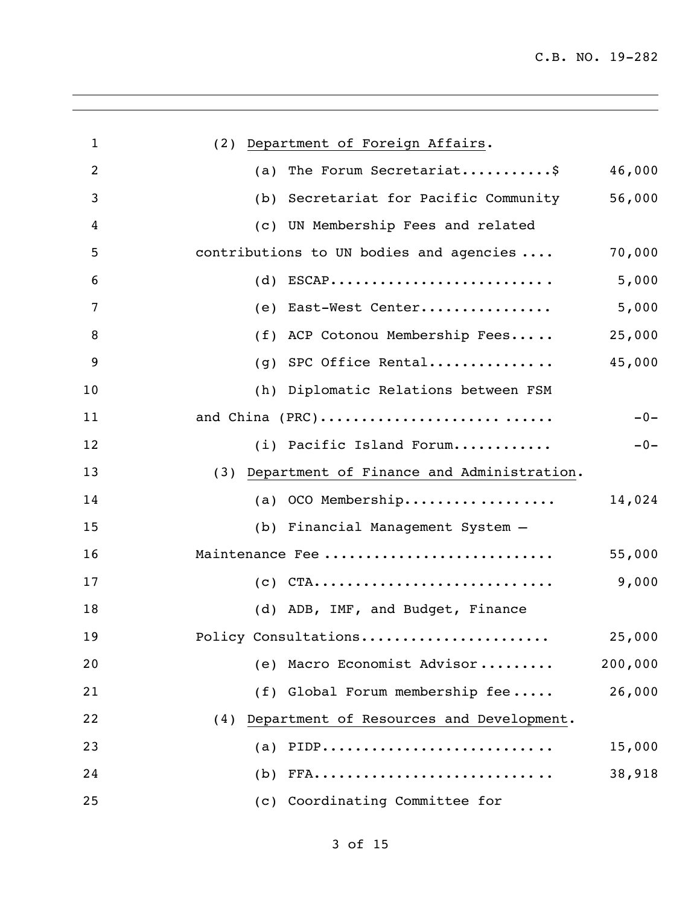(2) Department of Foreign Affairs.

| | |
|---|---|
| (a) The Forum Secretariat...........$ | 46,000 |
| (b) Secretariat for Pacific Community | 56,000 |
| (c) UN Membership Fees and related contributions to UN bodies and agencies .... | 70,000 |
| (d) ESCAP.......................... | 5,000 |
| (e) East-West Center................ | 5,000 |
| (f) ACP Cotonou Membership Fees..... | 25,000 |
| (g) SPC Office Rental............... | 45,000 |
| (h) Diplomatic Relations between FSM and China (PRC)......................... ...... | -0- |
| (i) Pacific Island Forum............ | -0- |

(3) Department of Finance and Administration.

| | |
|---|---|
| (a) OCO Membership.................. | 14,024 |
| (b) Financial Management System – Maintenance Fee ........................... | 55,000 |
| (c) CTA............................ | 9,000 |
| (d) ADB, IMF, and Budget, Finance Policy Consultations...................... | 25,000 |
| (e) Macro Economist Advisor......... | 200,000 |
| (f) Global Forum membership fee..... | 26,000 |

(4) Department of Resources and Development.

| | |
|---|---|
| (a) PIDP........................... | 15,000 |
| (b) FFA............................ | 38,918 |
| (c) Coordinating Committee for | |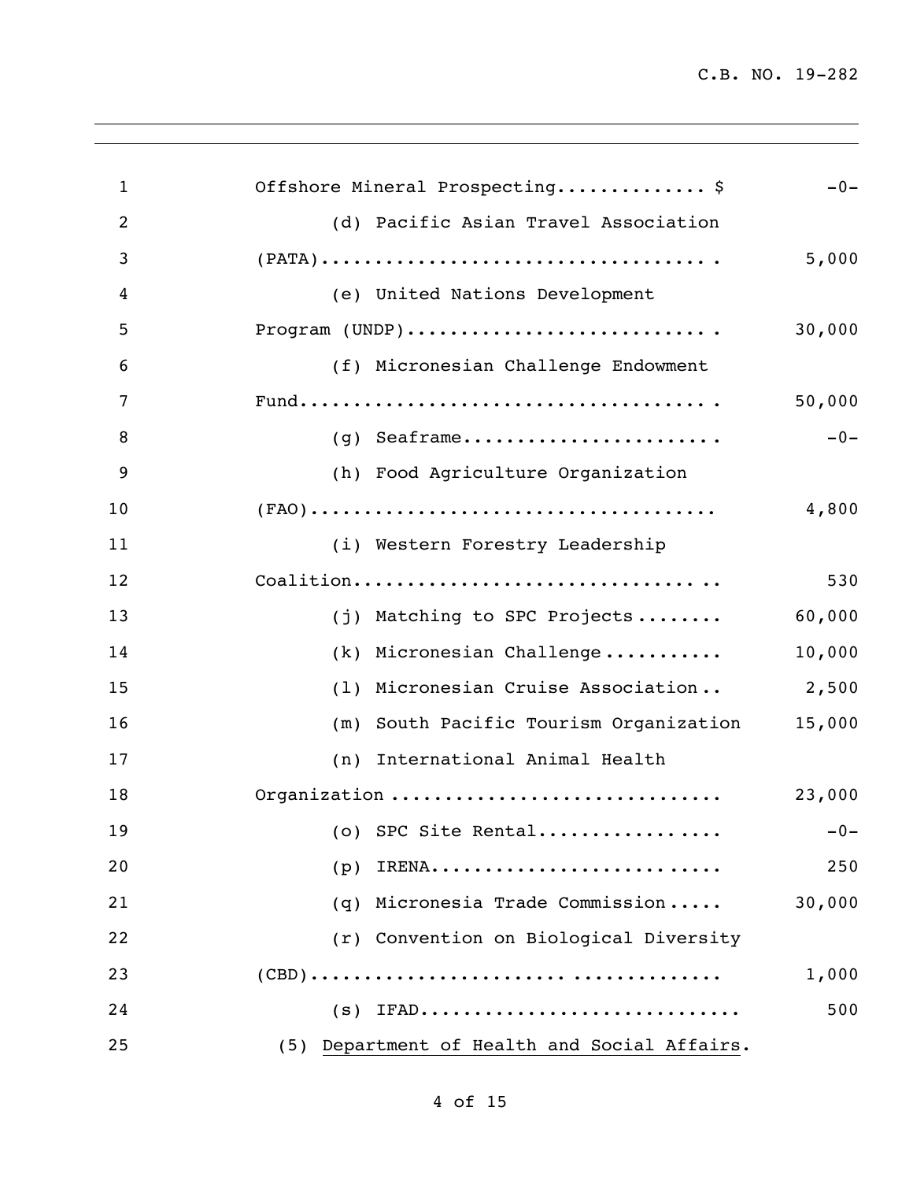Offshore Mineral Prospecting.............. $ -0-

(d) Pacific Asian Travel Association (PATA).................................... 5,000

(e) United Nations Development Program (UNDP)............................. 30,000

(f) Micronesian Challenge Endowment Fund...................................... 50,000

(g) Seaframe........................ -0-

(h) Food Agriculture Organization (FAO)..................................... 4,800

(i) Western Forestry Leadership Coalition.................................. 530

(j) Matching to SPC Projects........ 60,000

(k) Micronesian Challenge........... 10,000

(l) Micronesian Cruise Association.. 2,500

(m) South Pacific Tourism Organization 15,000

(n) International Animal Health Organization ............................. 23,000

(o) SPC Site Rental................. -0-

(p) IRENA........................... 250

(q) Micronesia Trade Commission..... 30,000

(r) Convention on Biological Diversity (CBD)..................................... 1,000

(s) IFAD............................. 500

(5) Department of Health and Social Affairs.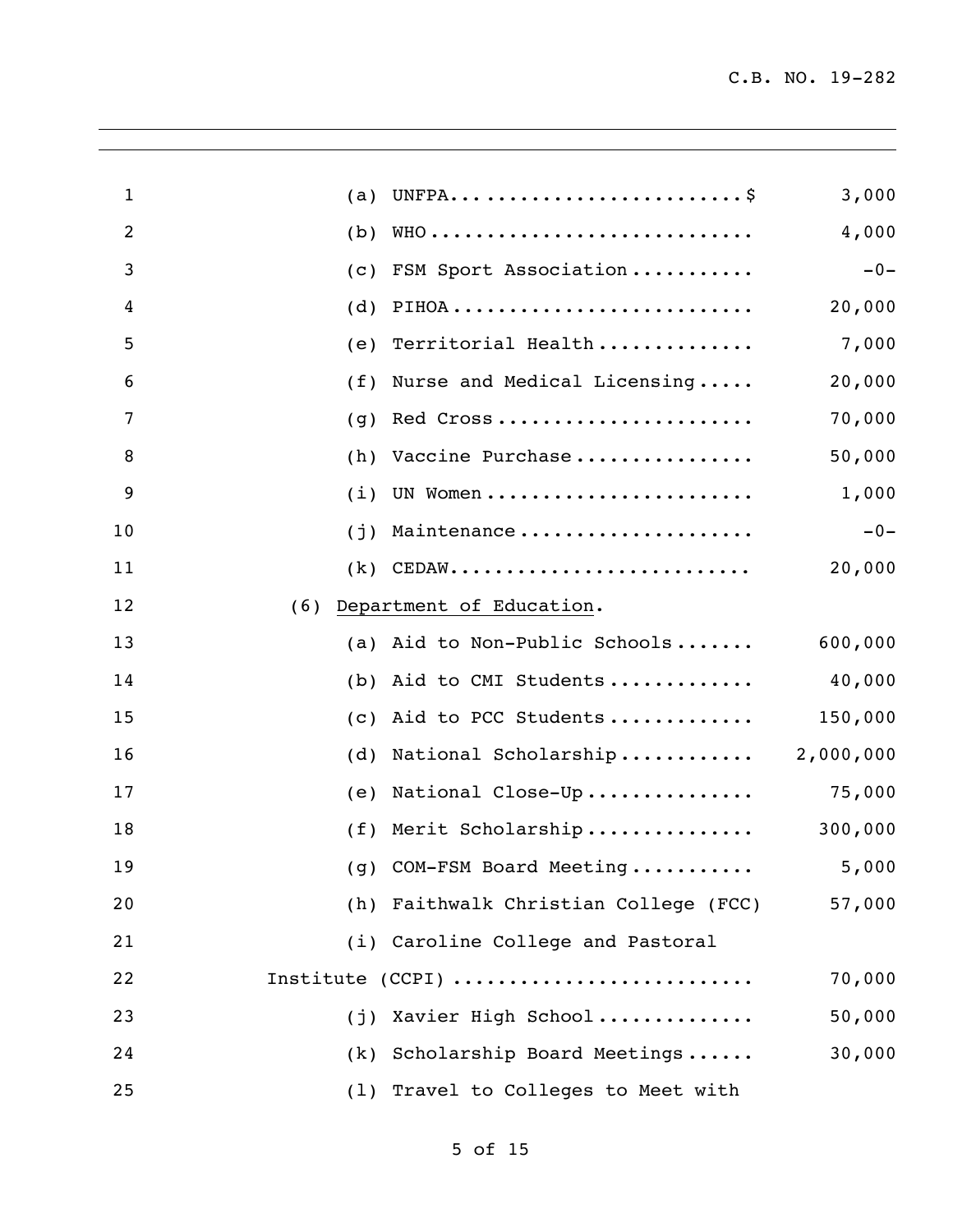| | | |
|---|---|---|
| 1 | (a) UNFPA........................$ | 3,000 |
| 2 | (b) WHO........................... | 4,000 |
| 3 | (c) FSM Sport Association.......... | -0- |
| 4 | (d) PIHOA.......................... | 20,000 |
| 5 | (e) Territorial Health............. | 7,000 |
| 6 | (f) Nurse and Medical Licensing..... | 20,000 |
| 7 | (g) Red Cross...................... | 70,000 |
| 8 | (h) Vaccine Purchase............... | 50,000 |
| 9 | (i) UN Women....................... | 1,000 |
| 10 | (j) Maintenance.................... | -0- |
| 11 | (k) CEDAW.......................... | 20,000 |
| 12 | (6) Department of Education. | |
| 13 | (a) Aid to Non-Public Schools....... | 600,000 |
| 14 | (b) Aid to CMI Students............ | 40,000 |
| 15 | (c) Aid to PCC Students............ | 150,000 |
| 16 | (d) National Scholarship........... | 2,000,000 |
| 17 | (e) National Close-Up.............. | 75,000 |
| 18 | (f) Merit Scholarship.............. | 300,000 |
| 19 | (g) COM-FSM Board Meeting.......... | 5,000 |
| 20 | (h) Faithwalk Christian College (FCC) | 57,000 |
| 21 | (i) Caroline College and Pastoral | |
| 22 | Institute (CCPI) ....................... | 70,000 |
| 23 | (j) Xavier High School............. | 50,000 |
| 24 | (k) Scholarship Board Meetings...... | 30,000 |
| 25 | (l) Travel to Colleges to Meet with | |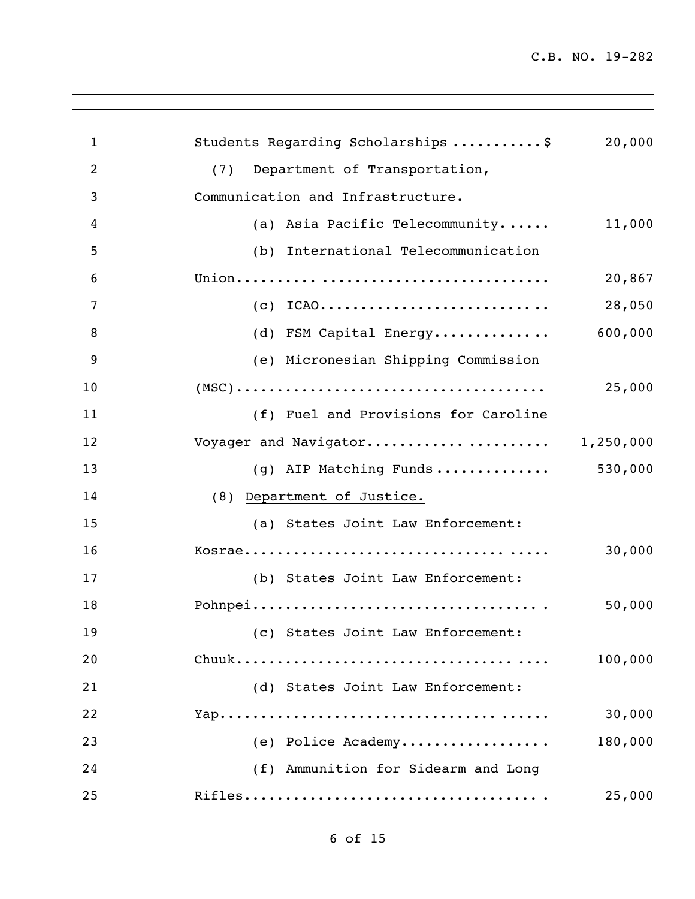Students Regarding Scholarships ...........$ 20,000

(7) <u>Department of Transportation, Communication and Infrastructure</u>.

(a) Asia Pacific Telecommunity...... 11,000

(b) International Telecommunication Union.................................... 20,867

(c) ICAO........................... 28,050

(d) FSM Capital Energy.............. 600,000

(e) Micronesian Shipping Commission (MSC).................................... 25,000

(f) Fuel and Provisions for Caroline Voyager and Navigator............................ 1,250,000

(g) AIP Matching Funds.............. 530,000

(8) <u>Department of Justice.</u>

(a) States Joint Law Enforcement: Kosrae......................................... 30,000

(b) States Joint Law Enforcement: Pohnpei....................................... 50,000

(c) States Joint Law Enforcement: Chuuk......................................... 100,000

(d) States Joint Law Enforcement: Yap........................................... 30,000

(e) Police Academy................. 180,000

(f) Ammunition for Sidearm and Long Rifles........................................ 25,000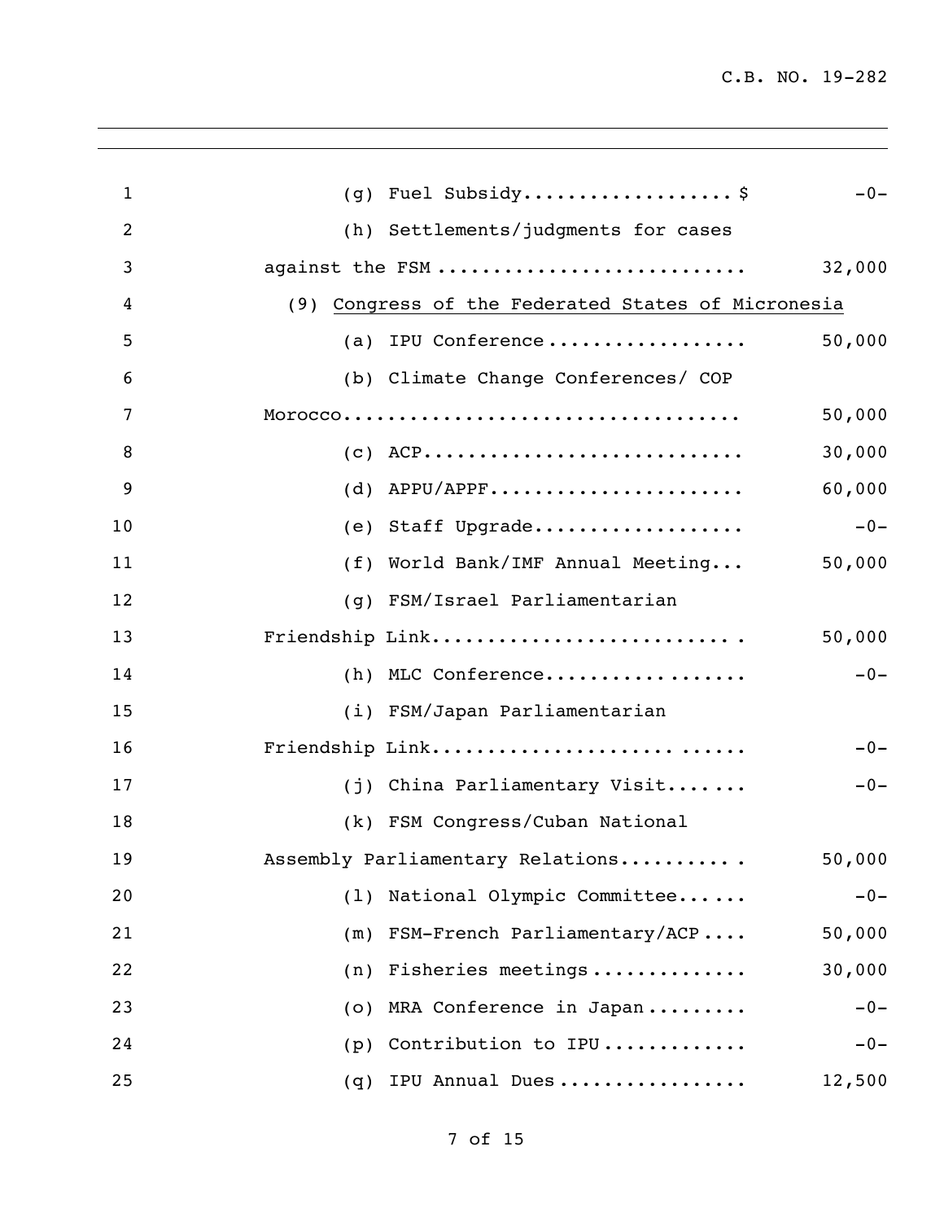(g) Fuel Subsidy.................. $ -0-

(h) Settlements/judgments for cases against the FSM .......................... 32,000

(9) <u>Congress of the Federated States of Micronesia</u>

(a) IPU Conference.................. 50,000

(b) Climate Change Conferences/ COP Morocco................................... 50,000

(c) ACP............................ 30,000

(d) APPU/APPF...................... 60,000

(e) Staff Upgrade.................. -0-

(f) World Bank/IMF Annual Meeting... 50,000

(g) FSM/Israel Parliamentarian Friendship Link.......................... . 50,000

(h) MLC Conference.................. -0-

(i) FSM/Japan Parliamentarian Friendship Link........................ ...... -0-

(j) China Parliamentary Visit....... -0-

(k) FSM Congress/Cuban National Assembly Parliamentary Relations.......... . 50,000

(l) National Olympic Committee...... -0-

(m) FSM-French Parliamentary/ACP.... 50,000

(n) Fisheries meetings............. 30,000

(o) MRA Conference in Japan......... -0-

(p) Contribution to IPU............ -0-

(q) IPU Annual Dues................ 12,500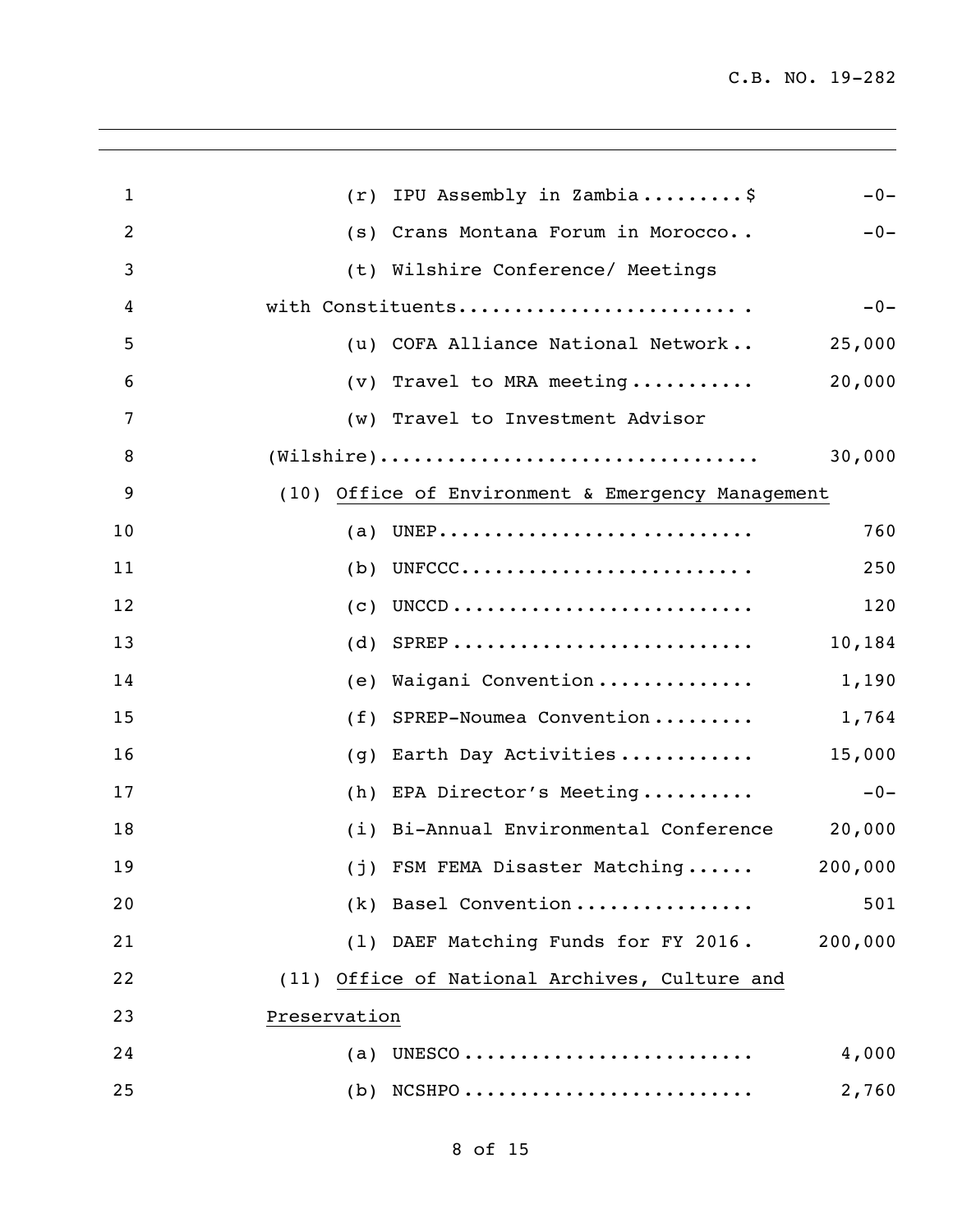(r) IPU Assembly in Zambia.........$ -0-

(s) Crans Montana Forum in Morocco.. -0-

(t) Wilshire Conference/ Meetings with Constituents......................... -0-

(u) COFA Alliance National Network.. 25,000

(v) Travel to MRA meeting........... 20,000

(w) Travel to Investment Advisor (Wilshire)................................ 30,000

(10) <u>Office of Environment & Emergency Management</u>

(a) UNEP........................... 760

(b) UNFCCC.......................... 250

(c) UNCCD.......................... 120

(d) SPREP.......................... 10,184

(e) Waigani Convention............. 1,190

(f) SPREP-Noumea Convention......... 1,764

(g) Earth Day Activities............ 15,000

(h) EPA Director's Meeting.......... -0-

(i) Bi-Annual Environmental Conference 20,000

(j) FSM FEMA Disaster Matching...... 200,000

(k) Basel Convention................ 501

(l) DAEF Matching Funds for FY 2016. 200,000

(11) <u>Office of National Archives, Culture and Preservation</u>

(a) UNESCO......................... 4,000

(b) NCSHPO......................... 2,760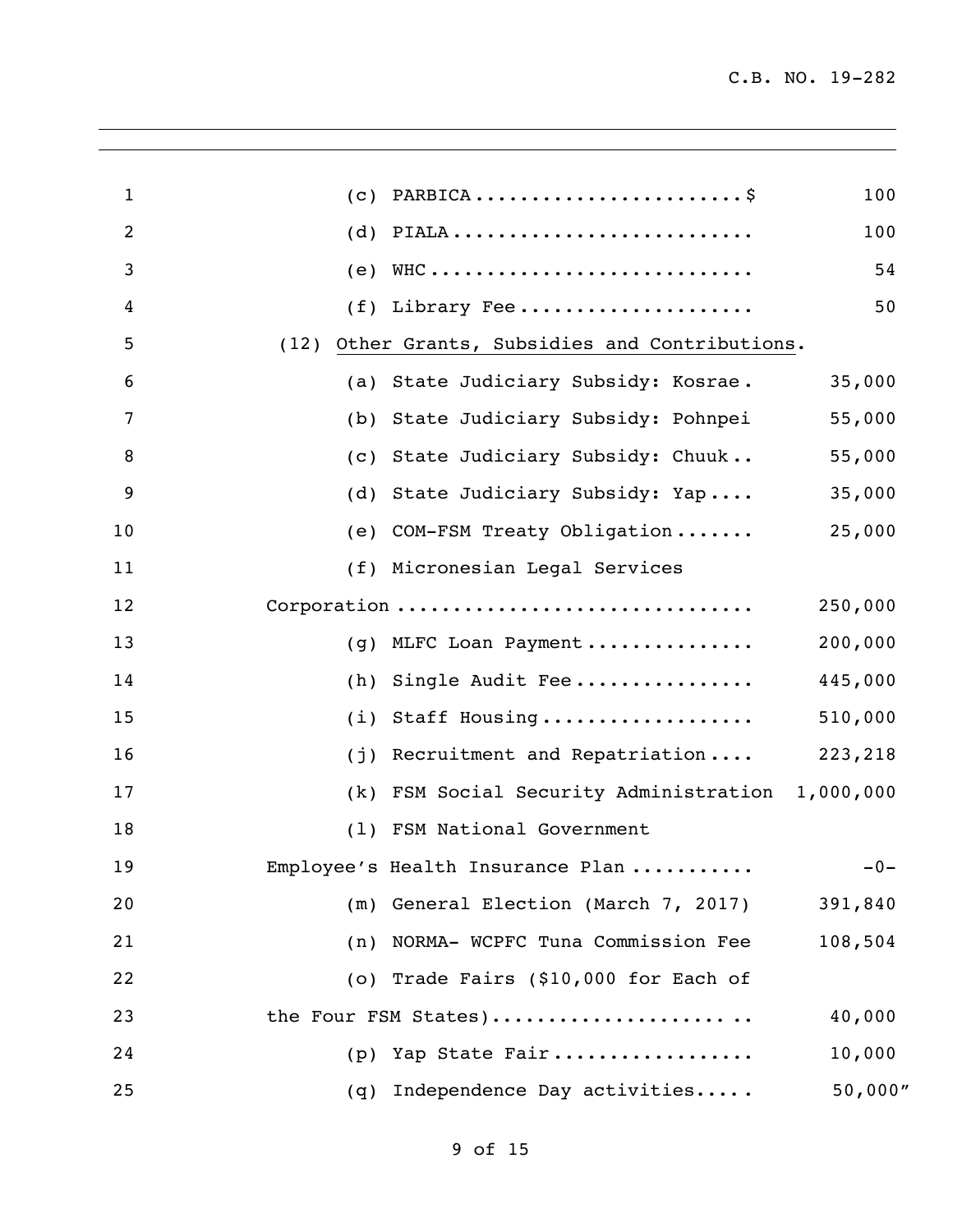(c) PARBICA........................$ 100

(d) PIALA.......................... 100

(e) WHC............................ 54

(f) Library Fee.................... 50

(12) Other Grants, Subsidies and Contributions.

(a) State Judiciary Subsidy: Kosrae. 35,000

(b) State Judiciary Subsidy: Pohnpei 55,000

(c) State Judiciary Subsidy: Chuuk.. 55,000

(d) State Judiciary Subsidy: Yap.... 35,000

(e) COM-FSM Treaty Obligation....... 25,000

(f) Micronesian Legal Services Corporation.............................. 250,000

(g) MLFC Loan Payment............... 200,000

(h) Single Audit Fee................ 445,000

(i) Staff Housing................... 510,000

(j) Recruitment and Repatriation.... 223,218

(k) FSM Social Security Administration 1,000,000

(l) FSM National Government Employee's Health Insurance Plan........... -0-

(m) General Election (March 7, 2017) 391,840

(n) NORMA- WCPFC Tuna Commission Fee 108,504

(o) Trade Fairs ($10,000 for Each of the Four FSM States)....................... 40,000

(p) Yap State Fair.................. 10,000

(q) Independence Day activities..... 50,000"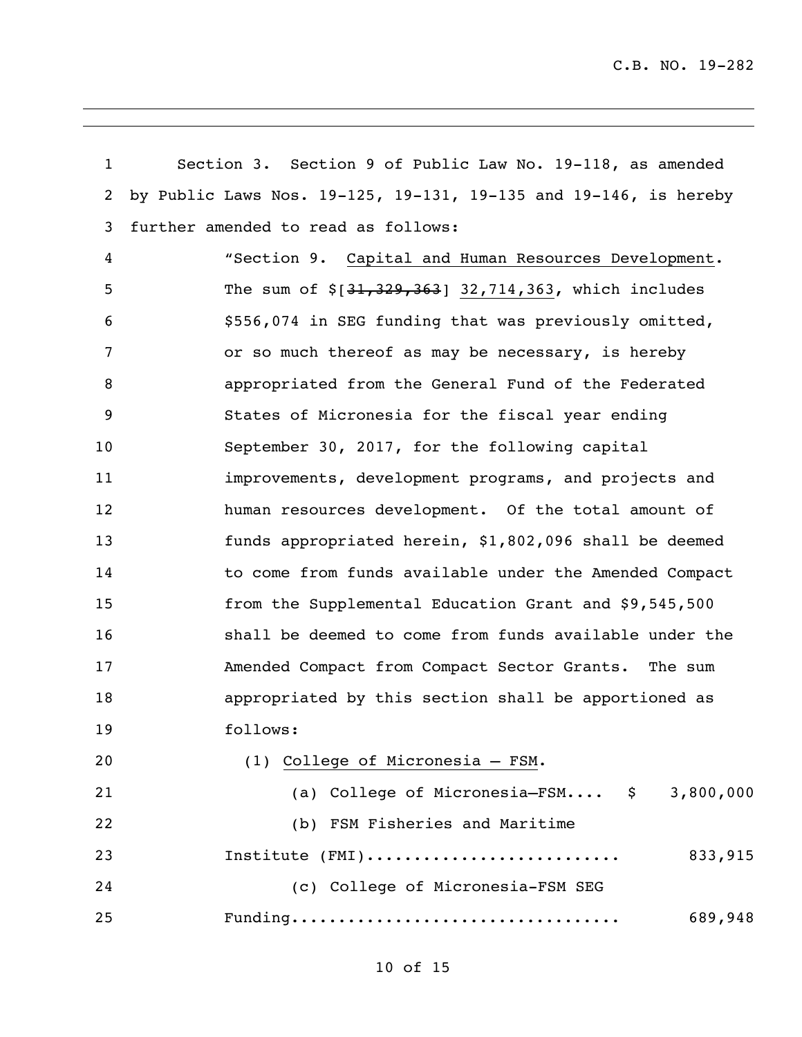Section 3. Section 9 of Public Law No. 19-118, as amended by Public Laws Nos. 19-125, 19-131, 19-135 and 19-146, is hereby further amended to read as follows:

"Section 9. Capital and Human Resources Development. The sum of $[~~31,329,363~~] 32,714,363, which includes $556,074 in SEG funding that was previously omitted, or so much thereof as may be necessary, is hereby appropriated from the General Fund of the Federated States of Micronesia for the fiscal year ending September 30, 2017, for the following capital improvements, development programs, and projects and human resources development. Of the total amount of funds appropriated herein, $1,802,096 shall be deemed to come from funds available under the Amended Compact from the Supplemental Education Grant and $9,545,500 shall be deemed to come from funds available under the Amended Compact from Compact Sector Grants. The sum appropriated by this section shall be apportioned as follows:

(1) College of Micronesia – FSM.

(a) College of Micronesia–FSM.... $ 3,800,000

(b) FSM Fisheries and Maritime Institute (FMI).......................... 833,915

(c) College of Micronesia-FSM SEG Funding.................................. 689,948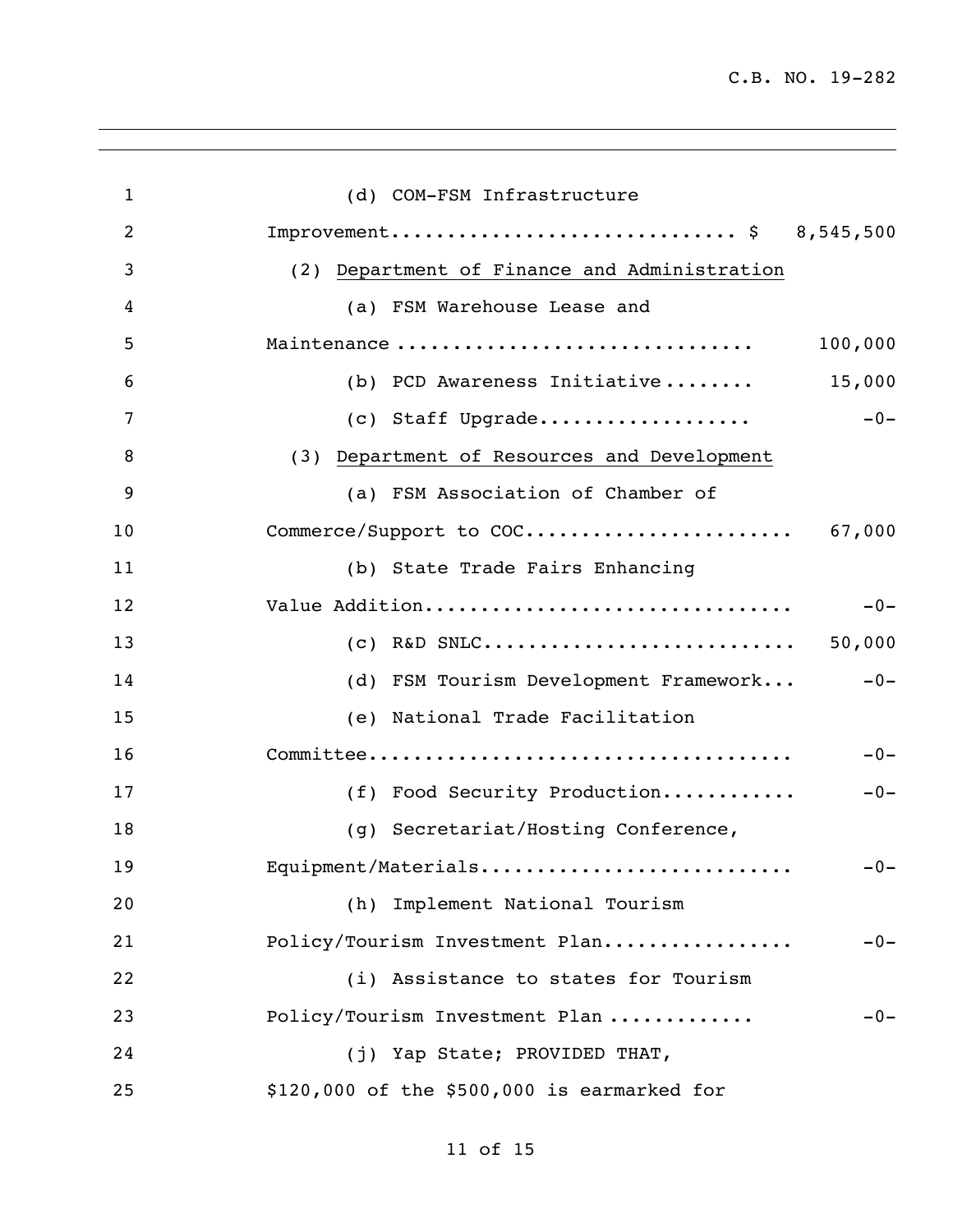(d) COM-FSM Infrastructure Improvement.............................. $ 8,545,500

(2) Department of Finance and Administration

(a) FSM Warehouse Lease and Maintenance ............................... 100,000

(b) PCD Awareness Initiative........ 15,000

(c) Staff Upgrade.................. -0-

(3) Department of Resources and Development

(a) FSM Association of Chamber of Commerce/Support to COC....................... 67,000

(b) State Trade Fairs Enhancing Value Addition................................ -0-

(c) R&D SNLC........................... 50,000

(d) FSM Tourism Development Framework... -0-

(e) National Trade Facilitation Committee.................................... -0-

(f) Food Security Production............ -0-

(g) Secretariat/Hosting Conference, Equipment/Materials........................... -0-

(h) Implement National Tourism Policy/Tourism Investment Plan................ -0-

(i) Assistance to states for Tourism Policy/Tourism Investment Plan ............ -0-

(j) Yap State; PROVIDED THAT, $120,000 of the $500,000 is earmarked for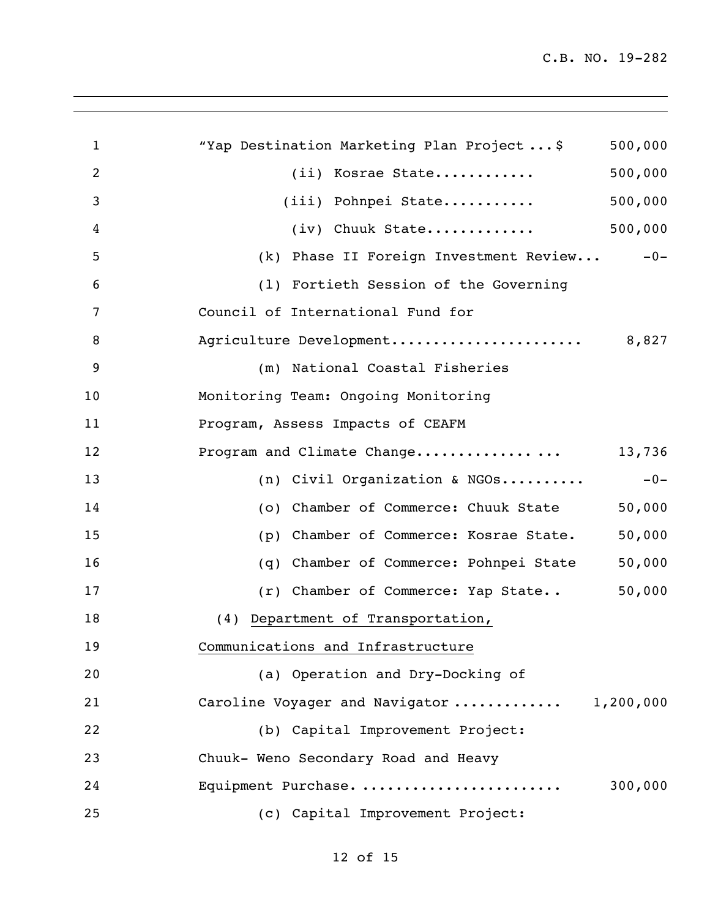"Yap Destination Marketing Plan Project ...$ 500,000

(ii) Kosrae State............ 500,000

(iii) Pohnpei State........... 500,000

(iv) Chuuk State............. 500,000

(k) Phase II Foreign Investment Review... -0-

(l) Fortieth Session of the Governing Council of International Fund for Agriculture Development...................... 8,827

(m) National Coastal Fisheries Monitoring Team: Ongoing Monitoring Program, Assess Impacts of CEAFM Program and Climate Change................ ... 13,736

(n) Civil Organization & NGOs.......... -0-

(o) Chamber of Commerce: Chuuk State 50,000

(p) Chamber of Commerce: Kosrae State. 50,000

(q) Chamber of Commerce: Pohnpei State 50,000

(r) Chamber of Commerce: Yap State.. 50,000

(4) Department of Transportation, Communications and Infrastructure

(a) Operation and Dry-Docking of Caroline Voyager and Navigator ............ 1,200,000

(b) Capital Improvement Project: Chuuk- Weno Secondary Road and Heavy Equipment Purchase. ....................... 300,000

(c) Capital Improvement Project: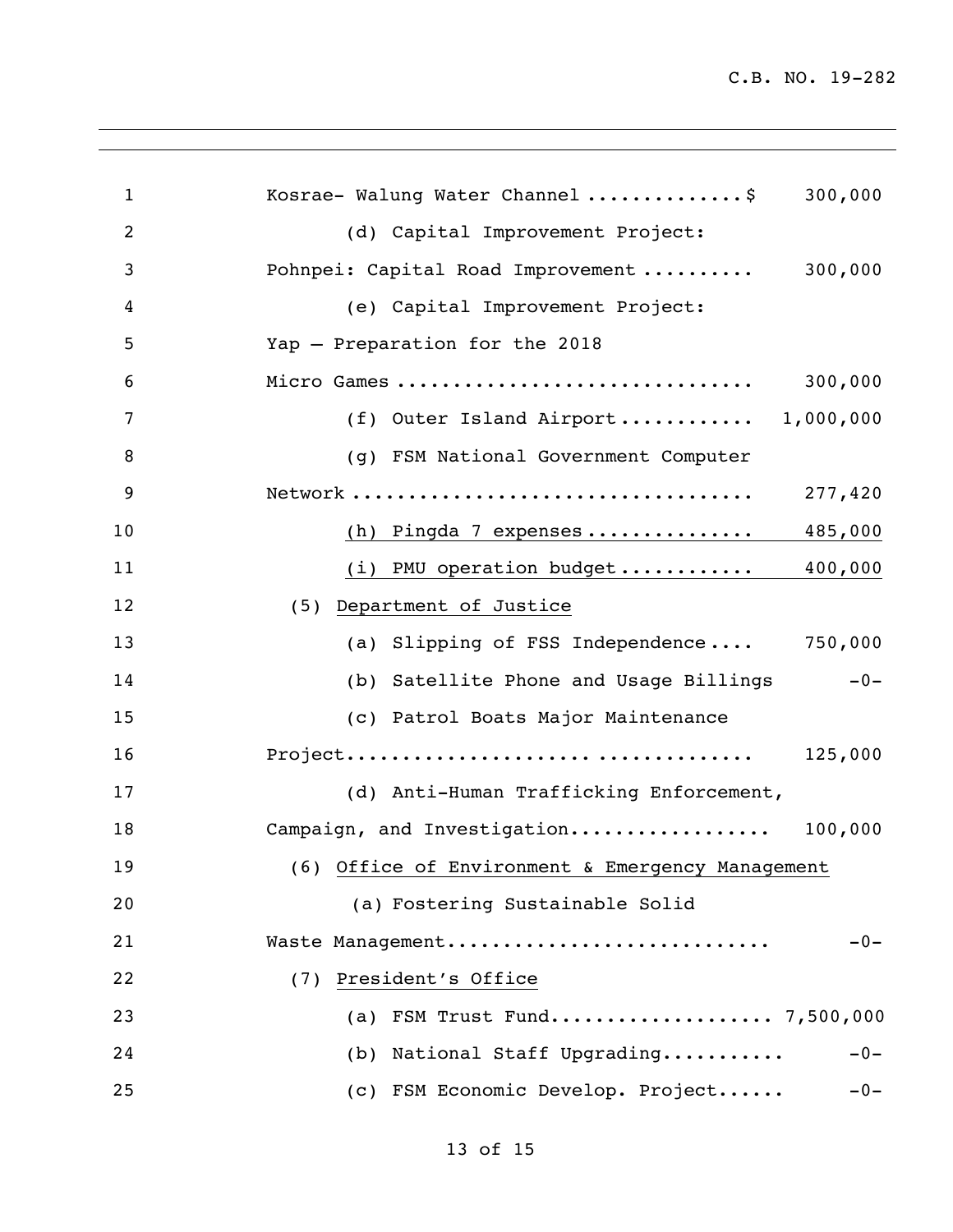Kosrae- Walung Water Channel .............$ 300,000

(d) Capital Improvement Project:

Pohnpei: Capital Road Improvement .......... 300,000

(e) Capital Improvement Project:

Yap – Preparation for the 2018

Micro Games .............................. 300,000

(f) Outer Island Airport ........... 1,000,000

(g) FSM National Government Computer

Network .................................. 277,420

<u>(h) Pingda 7 expenses .............. 485,000</u>

<u>(i) PMU operation budget ........... 400,000</u>

(5) <u>Department of Justice</u>

(a) Slipping of FSS Independence .... 750,000

(b) Satellite Phone and Usage Billings -0-

(c) Patrol Boats Major Maintenance

Project.................................. 125,000

(d) Anti-Human Trafficking Enforcement,

Campaign, and Investigation................. 100,000

(6) <u>Office of Environment & Emergency Management</u>

(a) Fostering Sustainable Solid

Waste Management............................ -0-

(7) <u>President's Office</u>

(a) FSM Trust Fund................... 7,500,000

(b) National Staff Upgrading.......... -0-

(c) FSM Economic Develop. Project...... -0-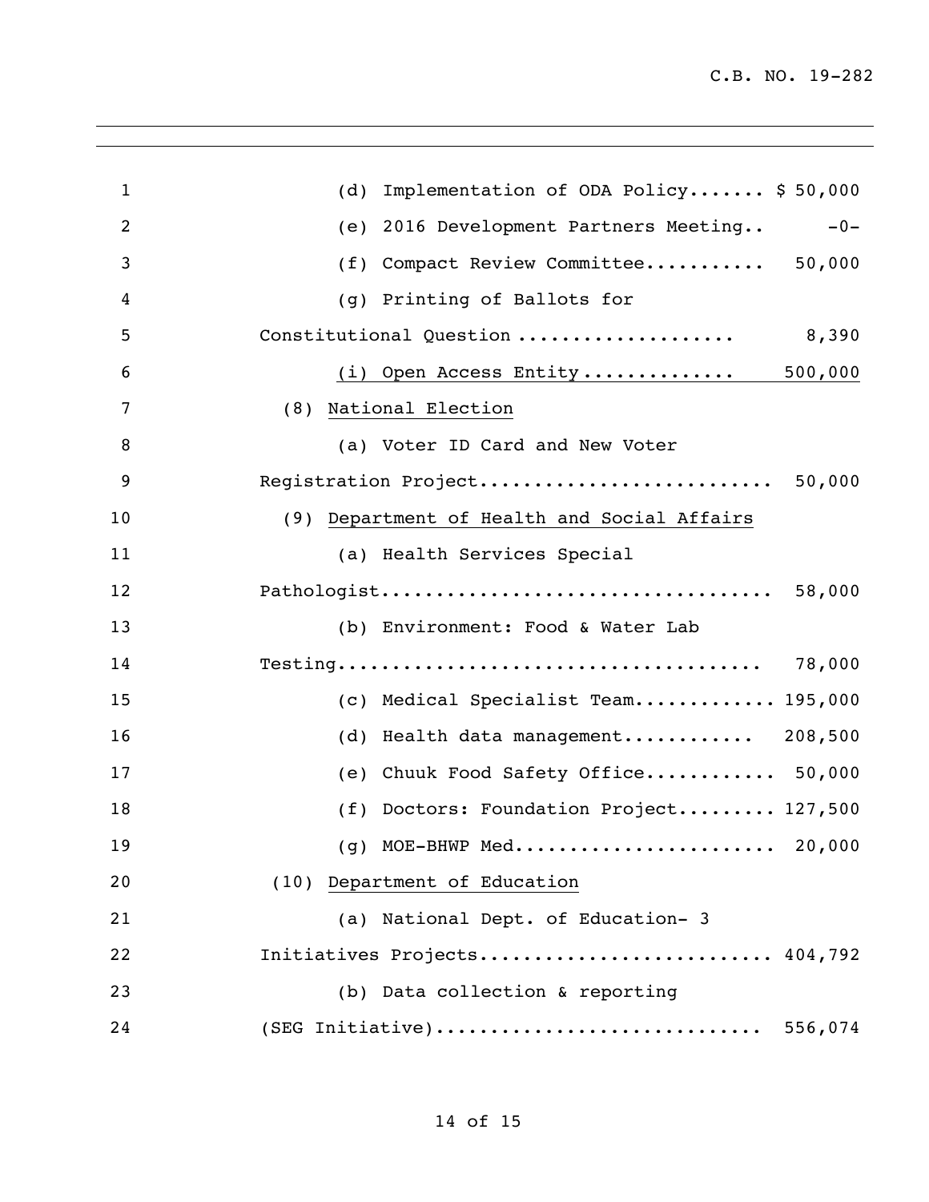(d) Implementation of ODA Policy....... $ 50,000

(e) 2016 Development Partners Meeting.. -0-

(f) Compact Review Committee........... 50,000

(g) Printing of Ballots for Constitutional Question .................... 8,390

<u>(i) Open Access Entity............. 500,000</u>

(8) <u>National Election</u>

(a) Voter ID Card and New Voter Registration Project.......................... 50,000

(9) <u>Department of Health and Social Affairs</u>

(a) Health Services Special Pathologist................................... 58,000

(b) Environment: Food & Water Lab Testing...................................... 78,000

(c) Medical Specialist Team............. 195,000

(d) Health data management............ 208,500

(e) Chuuk Food Safety Office............ 50,000

(f) Doctors: Foundation Project......... 127,500

(g) MOE-BHWP Med........................ 20,000

(10) <u>Department of Education</u>

(a) National Dept. of Education- 3 Initiatives Projects.......................... 404,792

(b) Data collection & reporting (SEG Initiative)............................ 556,074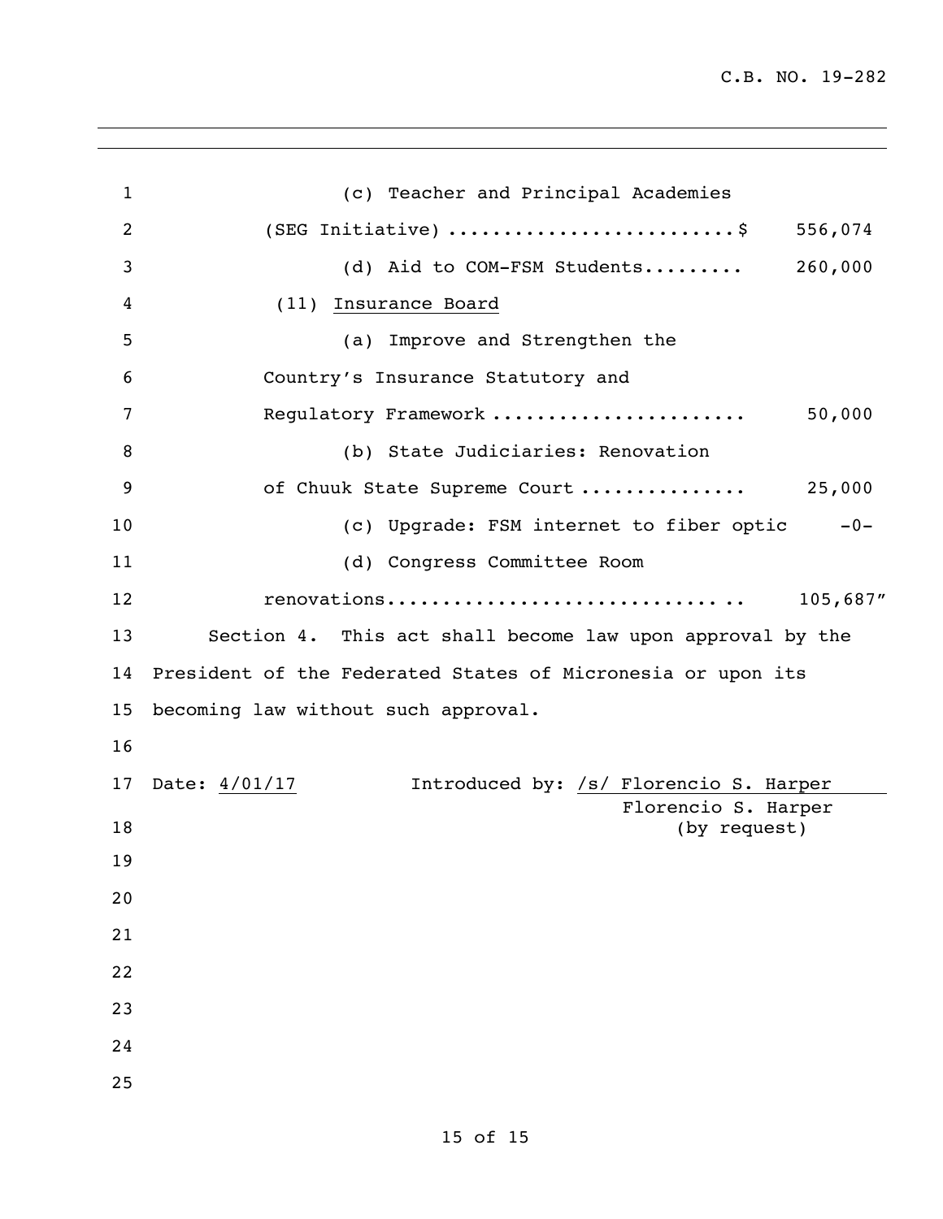(c) Teacher and Principal Academies (SEG Initiative) .........................$ 556,074

(d) Aid to COM-FSM Students......... 260,000

(11) Insurance Board

(a) Improve and Strengthen the Country's Insurance Statutory and Regulatory Framework ...................... 50,000

(b) State Judiciaries: Renovation of Chuuk State Supreme Court ............... 25,000

(c) Upgrade: FSM internet to fiber optic -0-

(d) Congress Committee Room renovations.............................. .. 105,687"

Section 4. This act shall become law upon approval by the President of the Federated States of Micronesia or upon its becoming law without such approval.

Date: 4/01/17 Introduced by: /s/ Florencio S. Harper

Florencio S. Harper
(by request)